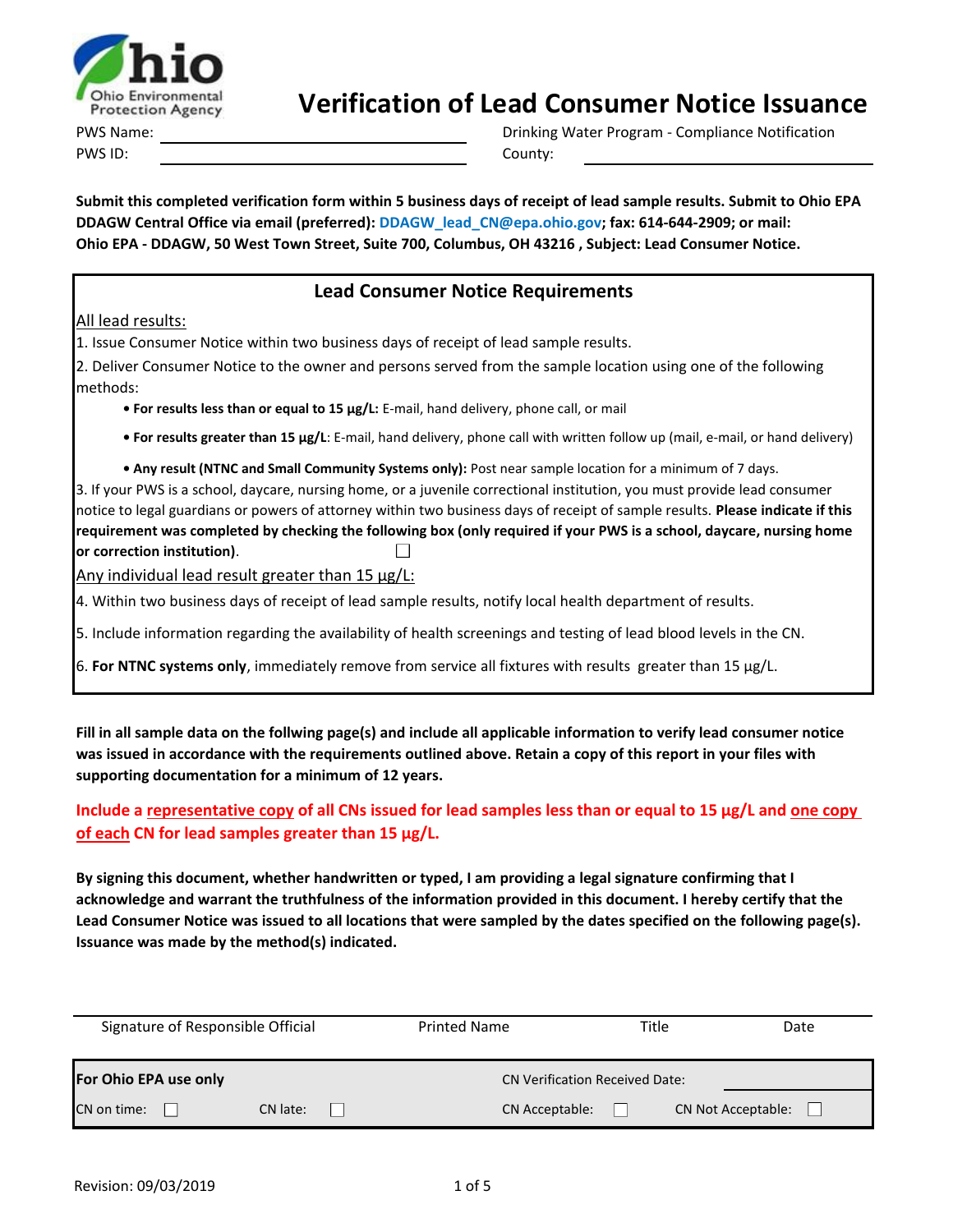# Verification of Lead Consumer Notice Issuance

PWS Name: ______________________ Drinking Water Program - Compliance Notification

PWS ID: ______________________ County: ______________________

**Submit this completed verification form within 5 business days of receipt of lead sample results. Submit to Ohio EPA DDAGW Central Office via email (preferred): DDAGW_lead_CN@epa.ohio.gov; fax: 614-644-2909; or mail: Ohio EPA - DDAGW, 50 West Town Street, Suite 700, Columbus, OH 43216 , Subject: Lead Consumer Notice.**

## Lead Consumer Notice Requirements

All lead results:

1. Issue Consumer Notice within two business days of receipt of lead sample results.
2. Deliver Consumer Notice to the owner and persons served from the sample location using one of the following methods:
   - **For results less than or equal to 15 µg/L:** E-mail, hand delivery, phone call, or mail
   - **For results greater than 15 µg/L**: E-mail, hand delivery, phone call with written follow up (mail, e-mail, or hand delivery)
   - **Any result (NTNC and Small Community Systems only):** Post near sample location for a minimum of 7 days.
3. If your PWS is a school, daycare, nursing home, or a juvenile correctional institution, you must provide lead consumer notice to legal guardians or powers of attorney within two business days of receipt of sample results. **Please indicate if this requirement was completed by checking the following box (only required if your PWS is a school, daycare, nursing home or correction institution)**. ☐

Any individual lead result greater than 15 µg/L:

4. Within two business days of receipt of lead sample results, notify local health department of results.
5. Include information regarding the availability of health screenings and testing of lead blood levels in the CN.
6. **For NTNC systems only**, immediately remove from service all fixtures with results greater than 15 µg/L.

**Fill in all sample data on the follwing page(s) and include all applicable information to verify lead consumer notice was issued in accordance with the requirements outlined above. Retain a copy of this report in your files with supporting documentation for a minimum of 12 years.**

**Include a representative copy of all CNs issued for lead samples less than or equal to 15 µg/L and one copy of each CN for lead samples greater than 15 µg/L.**

**By signing this document, whether handwritten or typed, I am providing a legal signature confirming that I acknowledge and warrant the truthfulness of the information provided in this document. I hereby certify that the Lead Consumer Notice was issued to all locations that were sampled by the dates specified on the following page(s). Issuance was made by the method(s) indicated.**

| Signature of Responsible Official | Printed Name | Title | Date |
|---|---|---|---|

| **For Ohio EPA use only** | | CN Verification Received Date: | |
|---|---|---|---|
| CN on time: ☐ | CN late: ☐ | CN Acceptable: ☐ | CN Not Acceptable: ☐ |

Revision: 09/03/2019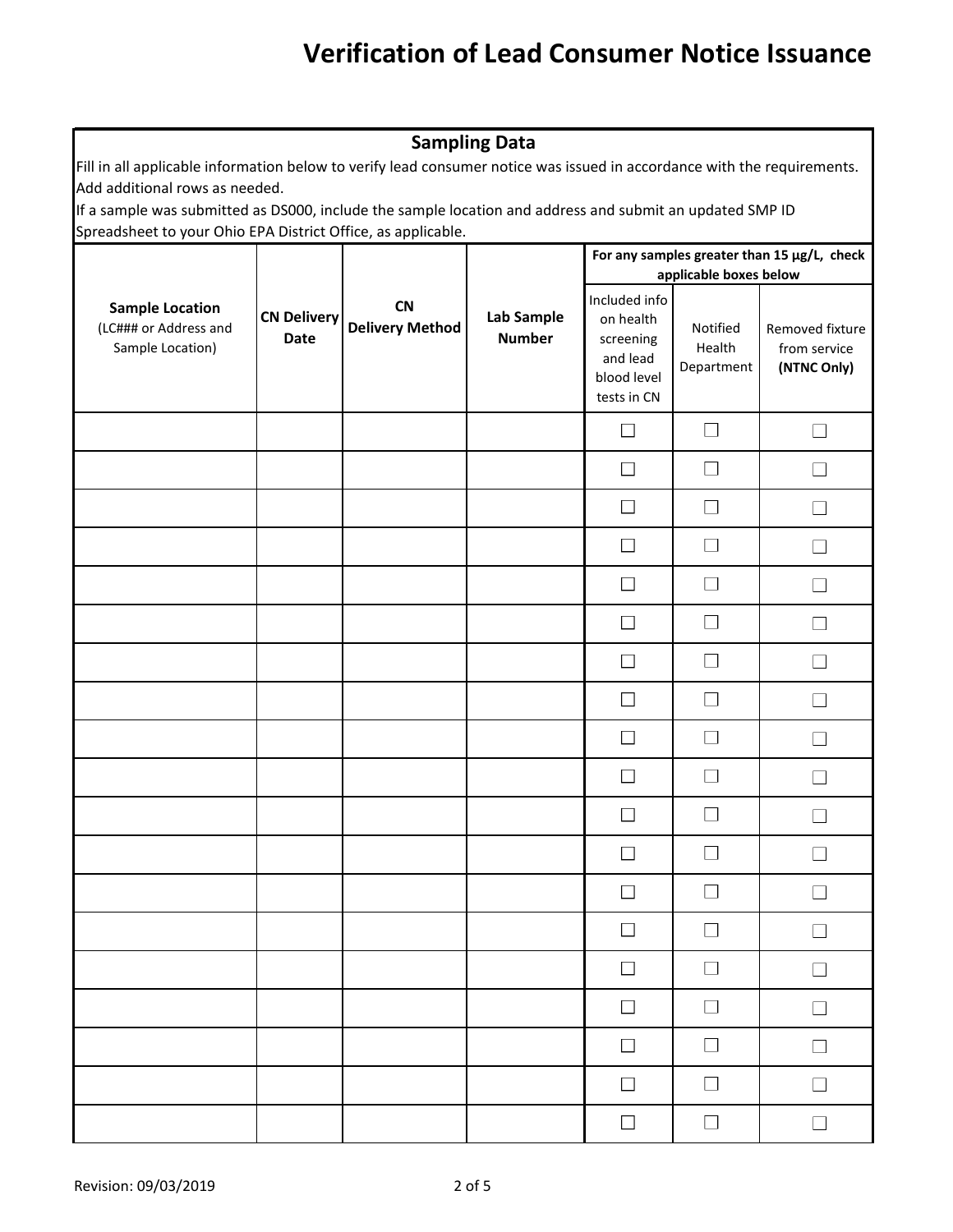# Verification of Lead Consumer Notice Issuance

## Sampling Data

Fill in all applicable information below to verify lead consumer notice was issued in accordance with the requirements. Add additional rows as needed.

If a sample was submitted as DS000, include the sample location and address and submit an updated SMP ID Spreadsheet to your Ohio EPA District Office, as applicable.

| **Sample Location** (LC### or Address and Sample Location) | **CN Delivery Date** | **CN Delivery Method** | **Lab Sample Number** | **For any samples greater than 15 µg/L, check applicable boxes below** | | |
|---|---|---|---|---|---|---|
| | | | | Included info on health screening and lead blood level tests in CN | Notified Health Department | Removed fixture from service **(NTNC Only)** |
| | | | | ☐ | ☐ | ☐ |
| | | | | ☐ | ☐ | ☐ |
| | | | | ☐ | ☐ | ☐ |
| | | | | ☐ | ☐ | ☐ |
| | | | | ☐ | ☐ | ☐ |
| | | | | ☐ | ☐ | ☐ |
| | | | | ☐ | ☐ | ☐ |
| | | | | ☐ | ☐ | ☐ |
| | | | | ☐ | ☐ | ☐ |
| | | | | ☐ | ☐ | ☐ |
| | | | | ☐ | ☐ | ☐ |
| | | | | ☐ | ☐ | ☐ |
| | | | | ☐ | ☐ | ☐ |
| | | | | ☐ | ☐ | ☐ |
| | | | | ☐ | ☐ | ☐ |
| | | | | ☐ | ☐ | ☐ |
| | | | | ☐ | ☐ | ☐ |
| | | | | ☐ | ☐ | ☐ |
| | | | | ☐ | ☐ | ☐ |

Revision: 09/03/2019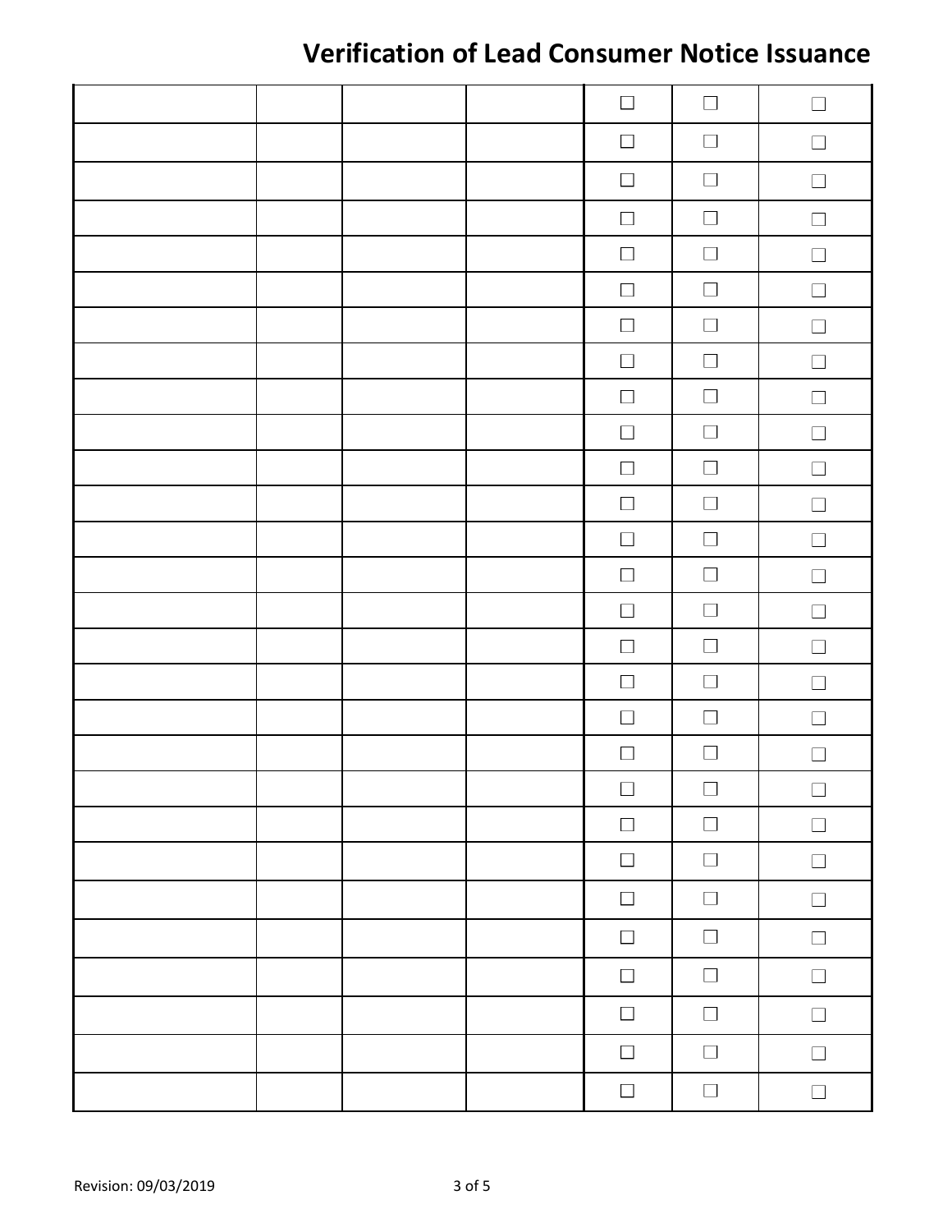# Verification of Lead Consumer Notice Issuance

| | | | | | | |
|---|---|---|---|---|---|---|
| | | | | ☐ | ☐ | ☐ |
| | | | | ☐ | ☐ | ☐ |
| | | | | ☐ | ☐ | ☐ |
| | | | | ☐ | ☐ | ☐ |
| | | | | ☐ | ☐ | ☐ |
| | | | | ☐ | ☐ | ☐ |
| | | | | ☐ | ☐ | ☐ |
| | | | | ☐ | ☐ | ☐ |
| | | | | ☐ | ☐ | ☐ |
| | | | | ☐ | ☐ | ☐ |
| | | | | ☐ | ☐ | ☐ |
| | | | | ☐ | ☐ | ☐ |
| | | | | ☐ | ☐ | ☐ |
| | | | | ☐ | ☐ | ☐ |
| | | | | ☐ | ☐ | ☐ |
| | | | | ☐ | ☐ | ☐ |
| | | | | ☐ | ☐ | ☐ |
| | | | | ☐ | ☐ | ☐ |
| | | | | ☐ | ☐ | ☐ |
| | | | | ☐ | ☐ | ☐ |
| | | | | ☐ | ☐ | ☐ |
| | | | | ☐ | ☐ | ☐ |
| | | | | ☐ | ☐ | ☐ |
| | | | | ☐ | ☐ | ☐ |
| | | | | ☐ | ☐ | ☐ |
| | | | | ☐ | ☐ | ☐ |
| | | | | ☐ | ☐ | ☐ |
| | | | | ☐ | ☐ | ☐ |

Revision: 09/03/2019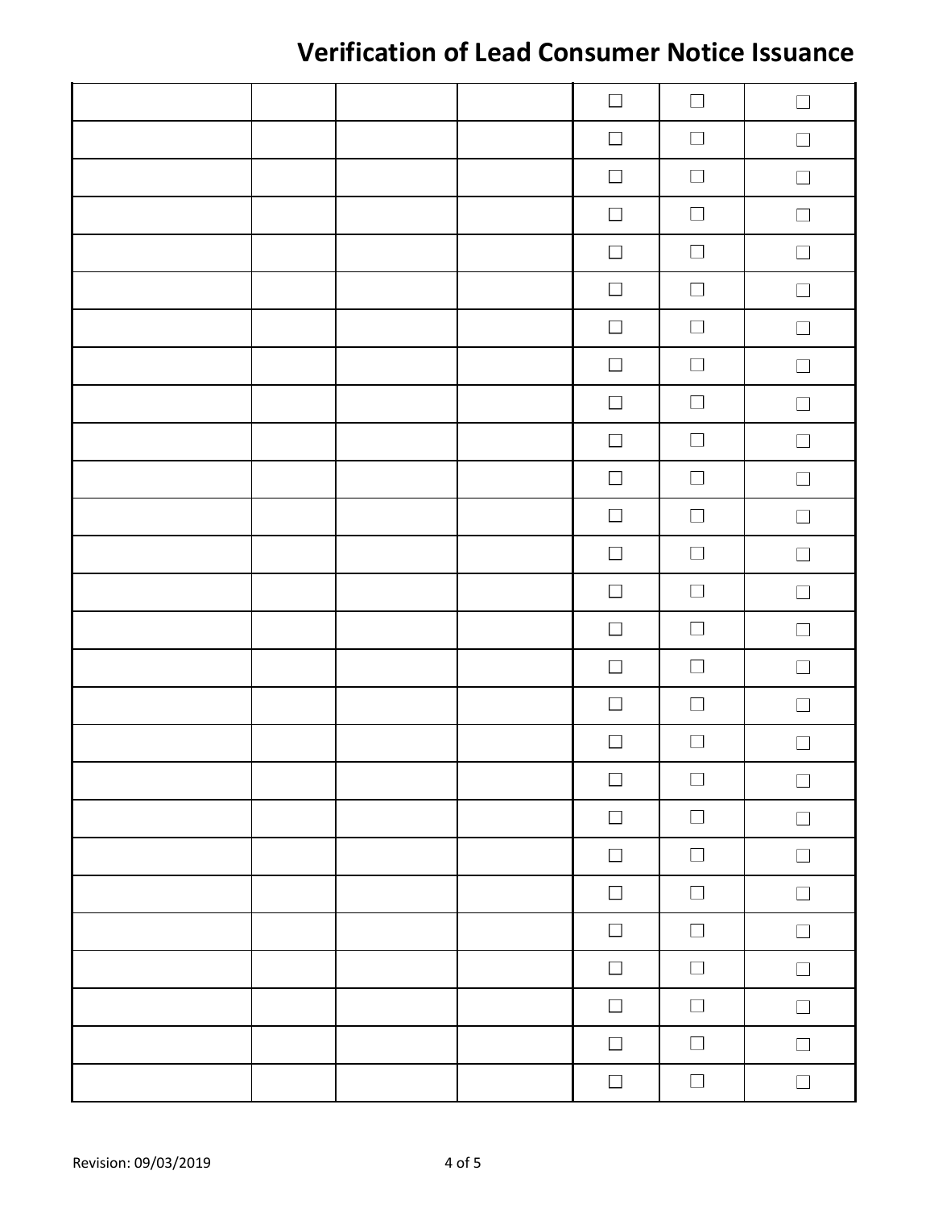# Verification of Lead Consumer Notice Issuance

| | | | | | | |
|---|---|---|---|---|---|---|
| | | | | ☐ | ☐ | ☐ |
| | | | | ☐ | ☐ | ☐ |
| | | | | ☐ | ☐ | ☐ |
| | | | | ☐ | ☐ | ☐ |
| | | | | ☐ | ☐ | ☐ |
| | | | | ☐ | ☐ | ☐ |
| | | | | ☐ | ☐ | ☐ |
| | | | | ☐ | ☐ | ☐ |
| | | | | ☐ | ☐ | ☐ |
| | | | | ☐ | ☐ | ☐ |
| | | | | ☐ | ☐ | ☐ |
| | | | | ☐ | ☐ | ☐ |
| | | | | ☐ | ☐ | ☐ |
| | | | | ☐ | ☐ | ☐ |
| | | | | ☐ | ☐ | ☐ |
| | | | | ☐ | ☐ | ☐ |
| | | | | ☐ | ☐ | ☐ |
| | | | | ☐ | ☐ | ☐ |
| | | | | ☐ | ☐ | ☐ |
| | | | | ☐ | ☐ | ☐ |
| | | | | ☐ | ☐ | ☐ |
| | | | | ☐ | ☐ | ☐ |
| | | | | ☐ | ☐ | ☐ |
| | | | | ☐ | ☐ | ☐ |
| | | | | ☐ | ☐ | ☐ |
| | | | | ☐ | ☐ | ☐ |
| | | | | ☐ | ☐ | ☐ |

Revision: 09/03/2019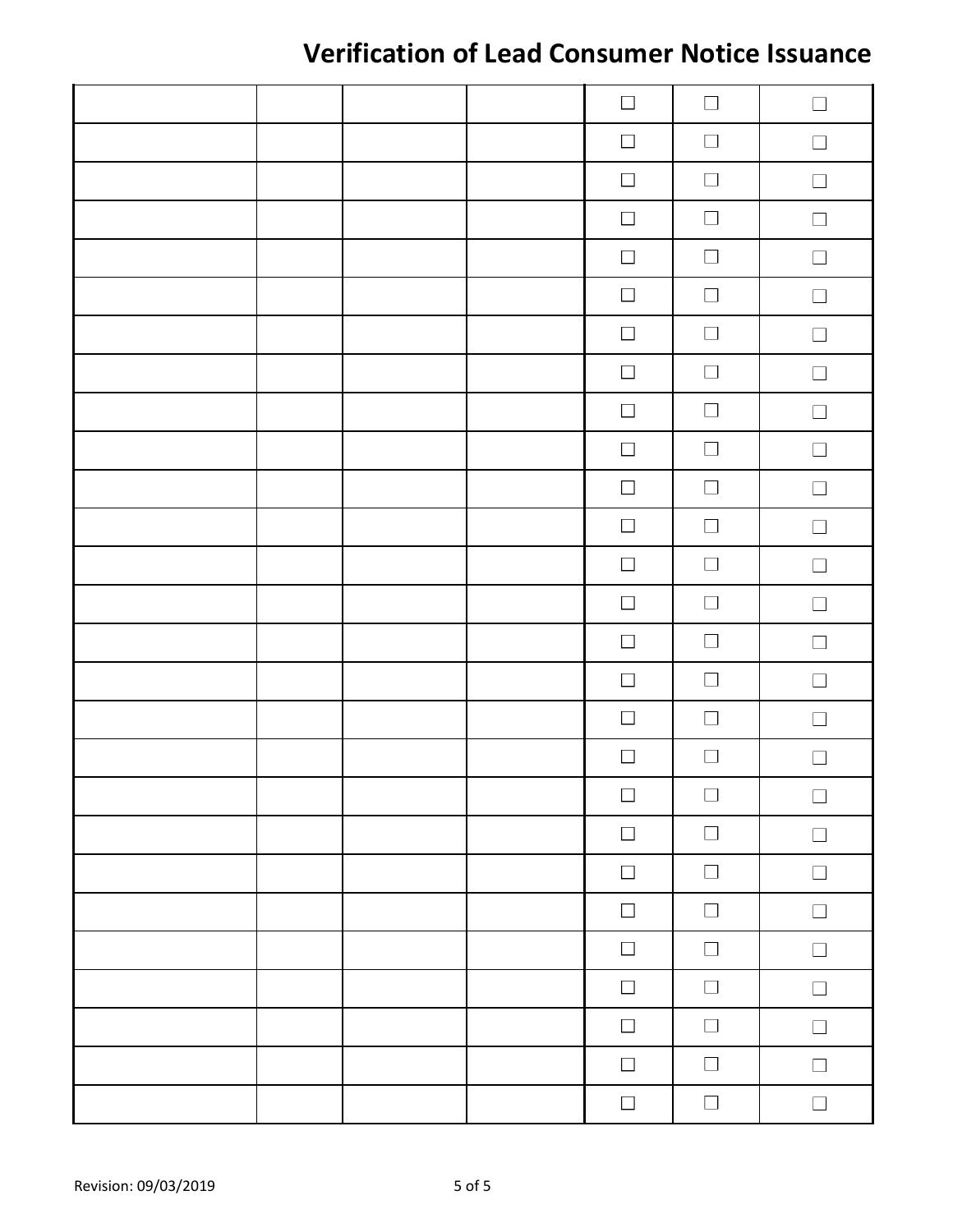# Verification of Lead Consumer Notice Issuance

| | | | | | | |
|---|---|---|---|---|---|---|
| | | | | ☐ | ☐ | ☐ |
| | | | | ☐ | ☐ | ☐ |
| | | | | ☐ | ☐ | ☐ |
| | | | | ☐ | ☐ | ☐ |
| | | | | ☐ | ☐ | ☐ |
| | | | | ☐ | ☐ | ☐ |
| | | | | ☐ | ☐ | ☐ |
| | | | | ☐ | ☐ | ☐ |
| | | | | ☐ | ☐ | ☐ |
| | | | | ☐ | ☐ | ☐ |
| | | | | ☐ | ☐ | ☐ |
| | | | | ☐ | ☐ | ☐ |
| | | | | ☐ | ☐ | ☐ |
| | | | | ☐ | ☐ | ☐ |
| | | | | ☐ | ☐ | ☐ |
| | | | | ☐ | ☐ | ☐ |
| | | | | ☐ | ☐ | ☐ |
| | | | | ☐ | ☐ | ☐ |
| | | | | ☐ | ☐ | ☐ |
| | | | | ☐ | ☐ | ☐ |
| | | | | ☐ | ☐ | ☐ |
| | | | | ☐ | ☐ | ☐ |
| | | | | ☐ | ☐ | ☐ |
| | | | | ☐ | ☐ | ☐ |
| | | | | ☐ | ☐ | ☐ |
| | | | | ☐ | ☐ | ☐ |
| | | | | ☐ | ☐ | ☐ |

Revision: 09/03/2019